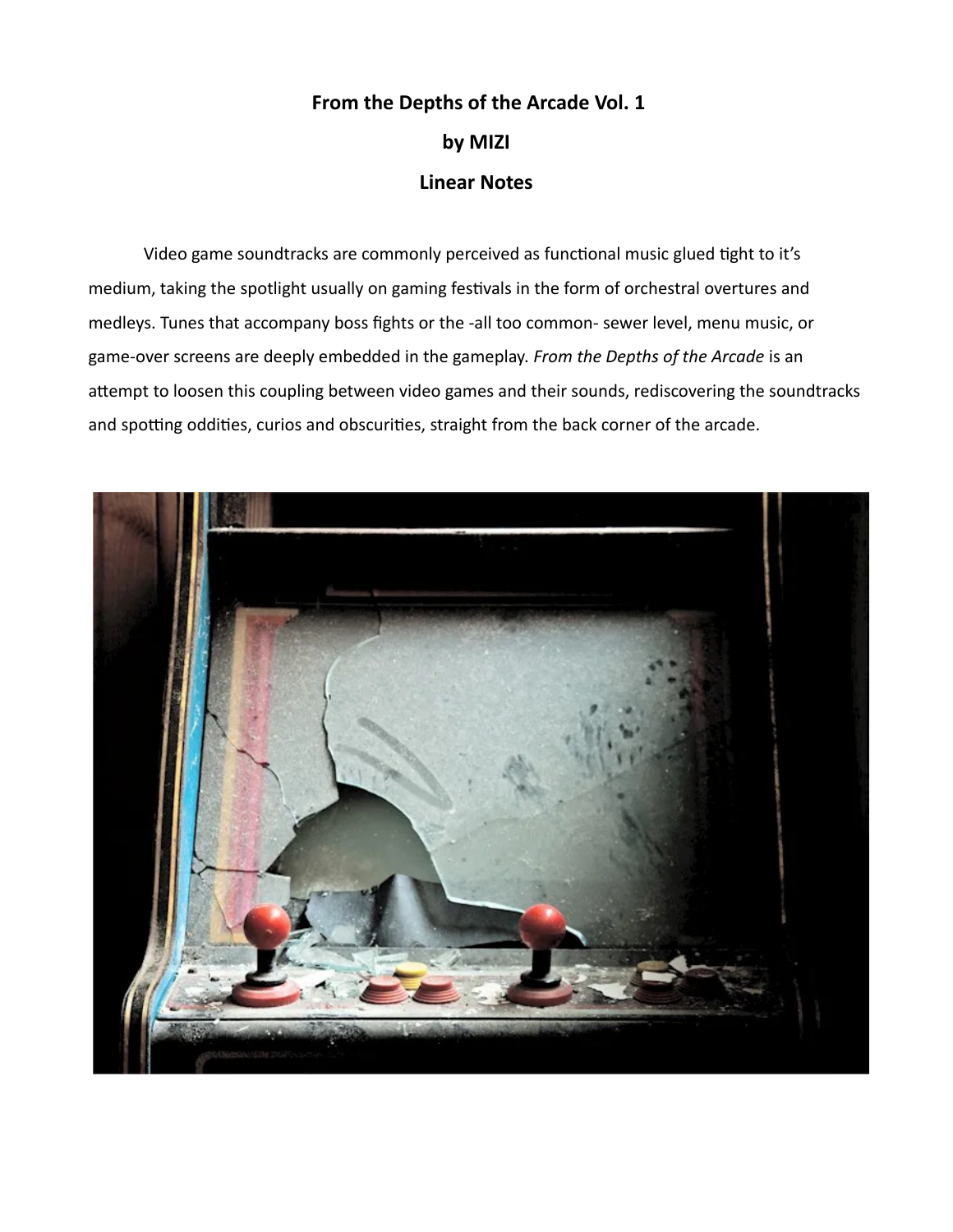# From the Depths of the Arcade Vol. 1

## by MIZI

## Linear Notes

Video game soundtracks are commonly perceived as functional music glued tight to it's medium, taking the spotlight usually on gaming festivals in the form of orchestral overtures and medleys. Tunes that accompany boss fights or the -all too common- sewer level, menu music, or game-over screens are deeply embedded in the gameplay. *From the Depths of the Arcade* is an attempt to loosen this coupling between video games and their sounds, rediscovering the soundtracks and spotting oddities, curios and obscurities, straight from the back corner of the arcade.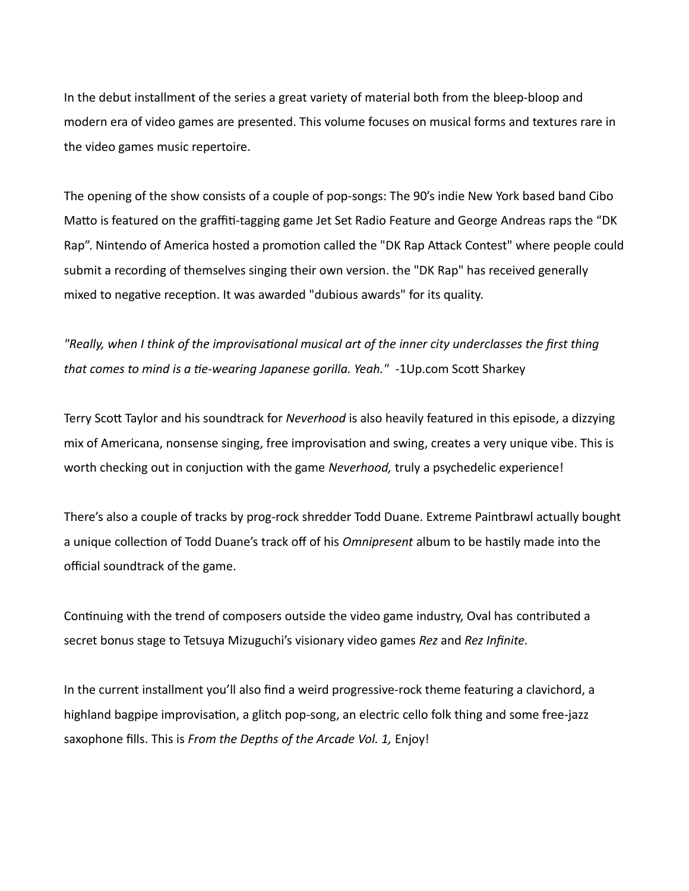In the debut installment of the series a great variety of material both from the bleep-bloop and modern era of video games are presented. This volume focuses on musical forms and textures rare in the video games music repertoire.

The opening of the show consists of a couple of pop-songs: The 90's indie New York based band Cibo Matto is featured on the graffiti-tagging game Jet Set Radio Feature and George Andreas raps the "DK Rap". Nintendo of America hosted a promotion called the "DK Rap Attack Contest" where people could submit a recording of themselves singing their own version. the "DK Rap" has received generally mixed to negative reception. It was awarded "dubious awards" for its quality.

*"Really, when I think of the improvisational musical art of the inner city underclasses the first thing that comes to mind is a tie-wearing Japanese gorilla. Yeah."* -1Up.com Scott Sharkey

Terry Scott Taylor and his soundtrack for *Neverhood* is also heavily featured in this episode, a dizzying mix of Americana, nonsense singing, free improvisation and swing, creates a very unique vibe. This is worth checking out in conjuction with the game *Neverhood,* truly a psychedelic experience!

There's also a couple of tracks by prog-rock shredder Todd Duane. Extreme Paintbrawl actually bought a unique collection of Todd Duane's track off of his *Omnipresent* album to be hastily made into the official soundtrack of the game.

Continuing with the trend of composers outside the video game industry, Oval has contributed a secret bonus stage to Tetsuya Mizuguchi's visionary video games *Rez* and *Rez Infinite.*

In the current installment you'll also find a weird progressive-rock theme featuring a clavichord, a highland bagpipe improvisation, a glitch pop-song, an electric cello folk thing and some free-jazz saxophone fills. This is *From the Depths of the Arcade Vol. 1,* Enjoy!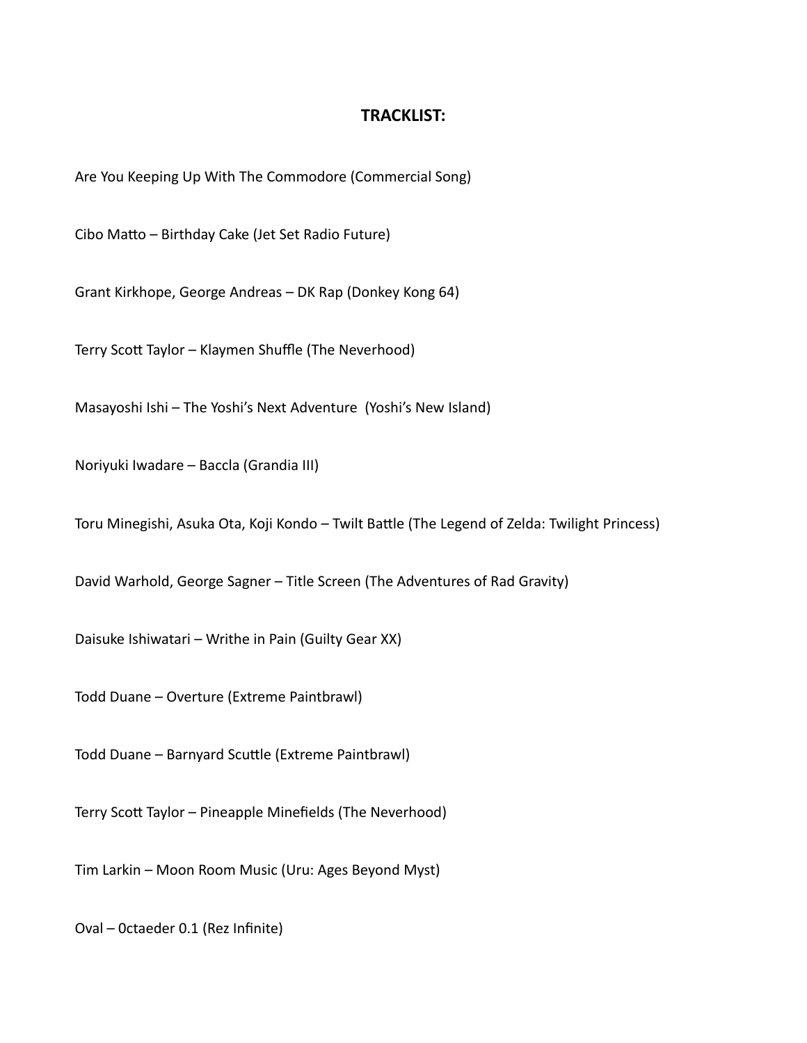**TRACKLIST:**

Are You Keeping Up With The Commodore (Commercial Song)

Cibo Matto – Birthday Cake (Jet Set Radio Future)

Grant Kirkhope, George Andreas – DK Rap (Donkey Kong 64)

Terry Scott Taylor – Klaymen Shuffle (The Neverhood)

Masayoshi Ishi – The Yoshi's Next Adventure  (Yoshi's New Island)

Noriyuki Iwadare – Baccla (Grandia III)

Toru Minegishi, Asuka Ota, Koji Kondo – Twilt Battle (The Legend of Zelda: Twilight Princess)

David Warhold, George Sagner – Title Screen (The Adventures of Rad Gravity)

Daisuke Ishiwatari – Writhe in Pain (Guilty Gear XX)

Todd Duane – Overture (Extreme Paintbrawl)

Todd Duane – Barnyard Scuttle (Extreme Paintbrawl)

Terry Scott Taylor – Pineapple Minefields (The Neverhood)

Tim Larkin – Moon Room Music (Uru: Ages Beyond Myst)

Oval – 0ctaeder 0.1 (Rez Infinite)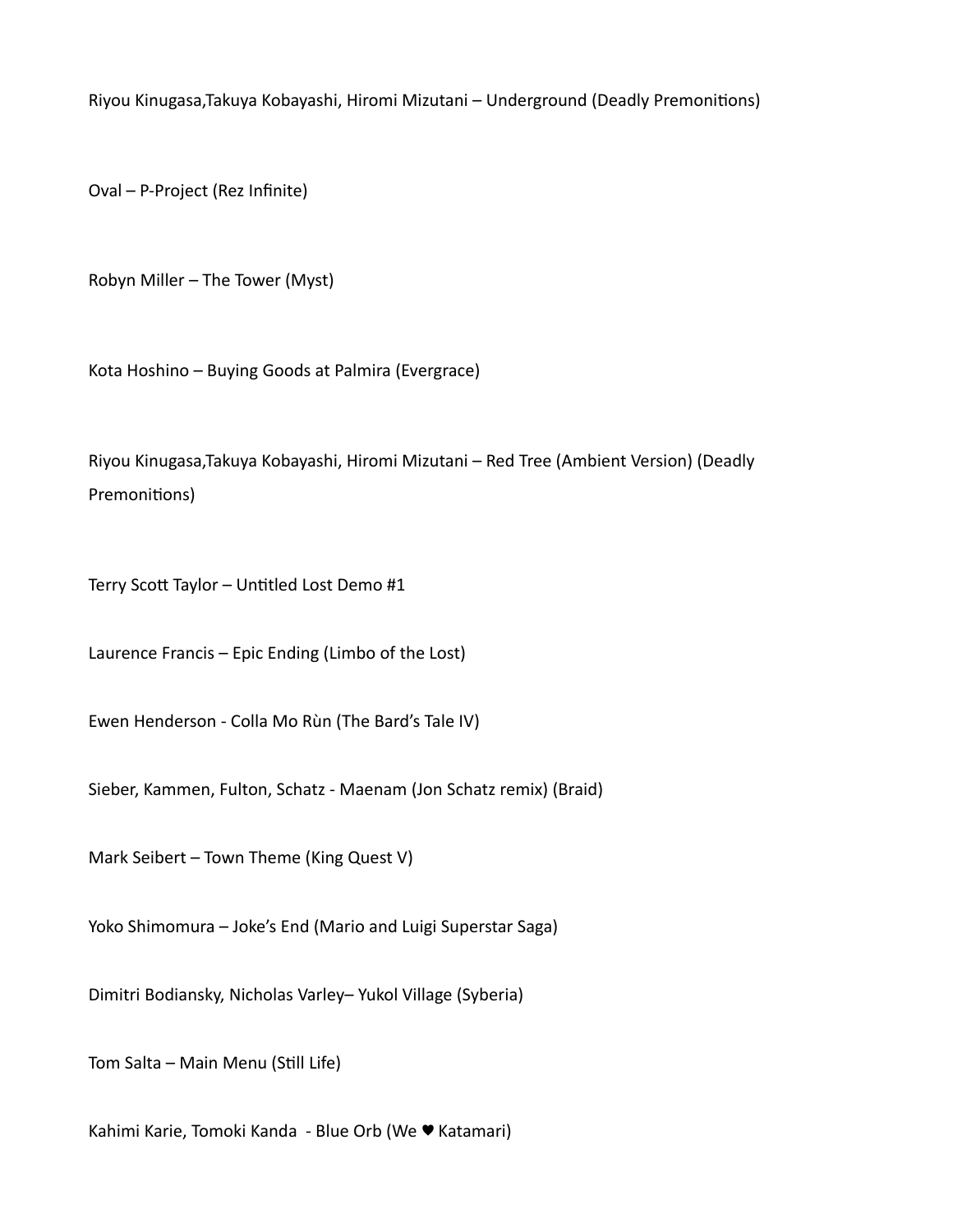Riyou Kinugasa,Takuya Kobayashi, Hiromi Mizutani – Underground (Deadly Premonitions)

Oval – P-Project (Rez Infinite)

Robyn Miller – The Tower (Myst)

Kota Hoshino – Buying Goods at Palmira (Evergrace)

Riyou Kinugasa,Takuya Kobayashi, Hiromi Mizutani – Red Tree (Ambient Version) (Deadly Premonitions)

Terry Scott Taylor – Untitled Lost Demo #1

Laurence Francis – Epic Ending (Limbo of the Lost)

Ewen Henderson - Colla Mo Rùn (The Bard's Tale IV)

Sieber, Kammen, Fulton, Schatz - Maenam (Jon Schatz remix) (Braid)

Mark Seibert – Town Theme (King Quest V)

Yoko Shimomura – Joke's End (Mario and Luigi Superstar Saga)

Dimitri Bodiansky, Nicholas Varley– Yukol Village (Syberia)

Tom Salta – Main Menu (Still Life)

Kahimi Karie, Tomoki Kanda - Blue Orb (We ♥ Katamari)